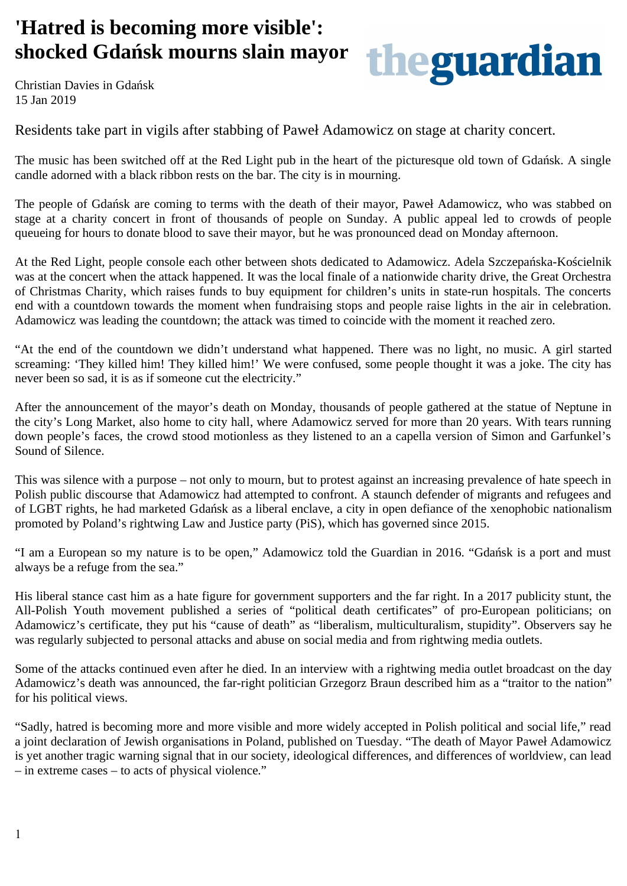# 'Hatred is becoming more visible': shocked Gdańsk mourns slain mayor

Christian Davies in Gdańsk
15 Jan 2019

Residents take part in vigils after stabbing of Paweł Adamowicz on stage at charity concert.

The music has been switched off at the Red Light pub in the heart of the picturesque old town of Gdańsk. A single candle adorned with a black ribbon rests on the bar. The city is in mourning.

The people of Gdańsk are coming to terms with the death of their mayor, Paweł Adamowicz, who was stabbed on stage at a charity concert in front of thousands of people on Sunday. A public appeal led to crowds of people queueing for hours to donate blood to save their mayor, but he was pronounced dead on Monday afternoon.

At the Red Light, people console each other between shots dedicated to Adamowicz. Adela Szczepańska-Kościelnik was at the concert when the attack happened. It was the local finale of a nationwide charity drive, the Great Orchestra of Christmas Charity, which raises funds to buy equipment for children's units in state-run hospitals. The concerts end with a countdown towards the moment when fundraising stops and people raise lights in the air in celebration. Adamowicz was leading the countdown; the attack was timed to coincide with the moment it reached zero.

"At the end of the countdown we didn't understand what happened. There was no light, no music. A girl started screaming: 'They killed him! They killed him!' We were confused, some people thought it was a joke. The city has never been so sad, it is as if someone cut the electricity."

After the announcement of the mayor's death on Monday, thousands of people gathered at the statue of Neptune in the city's Long Market, also home to city hall, where Adamowicz served for more than 20 years. With tears running down people's faces, the crowd stood motionless as they listened to an a capella version of Simon and Garfunkel's Sound of Silence.

This was silence with a purpose – not only to mourn, but to protest against an increasing prevalence of hate speech in Polish public discourse that Adamowicz had attempted to confront. A staunch defender of migrants and refugees and of LGBT rights, he had marketed Gdańsk as a liberal enclave, a city in open defiance of the xenophobic nationalism promoted by Poland's rightwing Law and Justice party (PiS), which has governed since 2015.

"I am a European so my nature is to be open," Adamowicz told the Guardian in 2016. "Gdańsk is a port and must always be a refuge from the sea."

His liberal stance cast him as a hate figure for government supporters and the far right. In a 2017 publicity stunt, the All-Polish Youth movement published a series of "political death certificates" of pro-European politicians; on Adamowicz's certificate, they put his "cause of death" as "liberalism, multiculturalism, stupidity". Observers say he was regularly subjected to personal attacks and abuse on social media and from rightwing media outlets.

Some of the attacks continued even after he died. In an interview with a rightwing media outlet broadcast on the day Adamowicz's death was announced, the far-right politician Grzegorz Braun described him as a "traitor to the nation" for his political views.

"Sadly, hatred is becoming more and more visible and more widely accepted in Polish political and social life," read a joint declaration of Jewish organisations in Poland, published on Tuesday. "The death of Mayor Paweł Adamowicz is yet another tragic warning signal that in our society, ideological differences, and differences of worldview, can lead – in extreme cases – to acts of physical violence."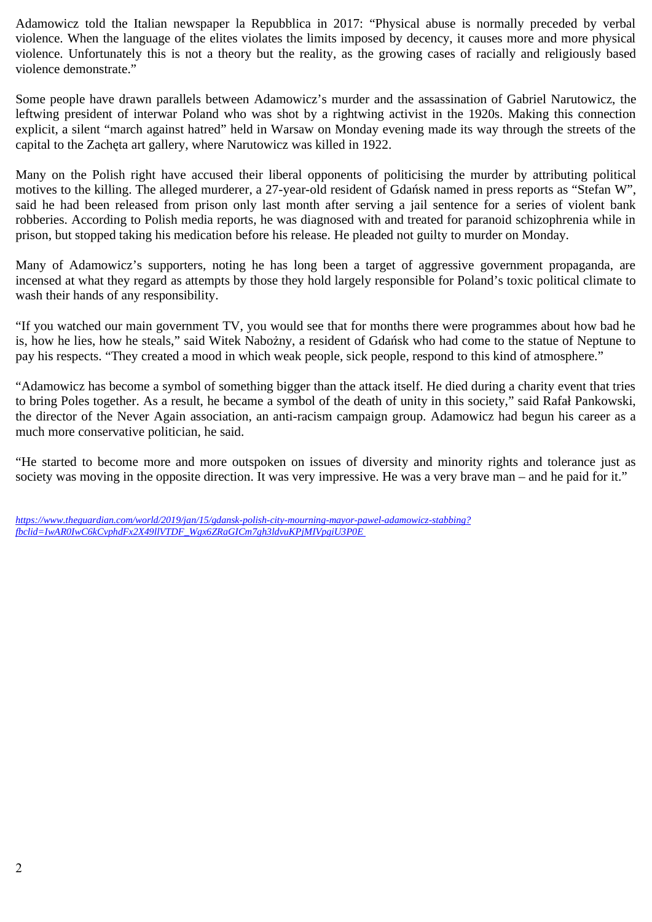Adamowicz told the Italian newspaper la Repubblica in 2017: “Physical abuse is normally preceded by verbal violence. When the language of the elites violates the limits imposed by decency, it causes more and more physical violence. Unfortunately this is not a theory but the reality, as the growing cases of racially and religiously based violence demonstrate.”

Some people have drawn parallels between Adamowicz’s murder and the assassination of Gabriel Narutowicz, the leftwing president of interwar Poland who was shot by a rightwing activist in the 1920s. Making this connection explicit, a silent “march against hatred” held in Warsaw on Monday evening made its way through the streets of the capital to the Zachęta art gallery, where Narutowicz was killed in 1922.

Many on the Polish right have accused their liberal opponents of politicising the murder by attributing political motives to the killing. The alleged murderer, a 27-year-old resident of Gdańsk named in press reports as “Stefan W”, said he had been released from prison only last month after serving a jail sentence for a series of violent bank robberies. According to Polish media reports, he was diagnosed with and treated for paranoid schizophrenia while in prison, but stopped taking his medication before his release. He pleaded not guilty to murder on Monday.

Many of Adamowicz’s supporters, noting he has long been a target of aggressive government propaganda, are incensed at what they regard as attempts by those they hold largely responsible for Poland’s toxic political climate to wash their hands of any responsibility.

“If you watched our main government TV, you would see that for months there were programmes about how bad he is, how he lies, how he steals,” said Witek Nabożny, a resident of Gdańsk who had come to the statue of Neptune to pay his respects. “They created a mood in which weak people, sick people, respond to this kind of atmosphere.”

“Adamowicz has become a symbol of something bigger than the attack itself. He died during a charity event that tries to bring Poles together. As a result, he became a symbol of the death of unity in this society,” said Rafał Pankowski, the director of the Never Again association, an anti-racism campaign group. Adamowicz had begun his career as a much more conservative politician, he said.

“He started to become more and more outspoken on issues of diversity and minority rights and tolerance just as society was moving in the opposite direction. It was very impressive. He was a very brave man – and he paid for it.”

*https://www.theguardian.com/world/2019/jan/15/gdansk-polish-city-mourning-mayor-pawel-adamowicz-stabbing?fbclid=IwAR0IwC6kCvphdFx2X49llVTDF_Wgx6ZRaGICm7gh3ldvuKPjMIVpgiU3P0E*